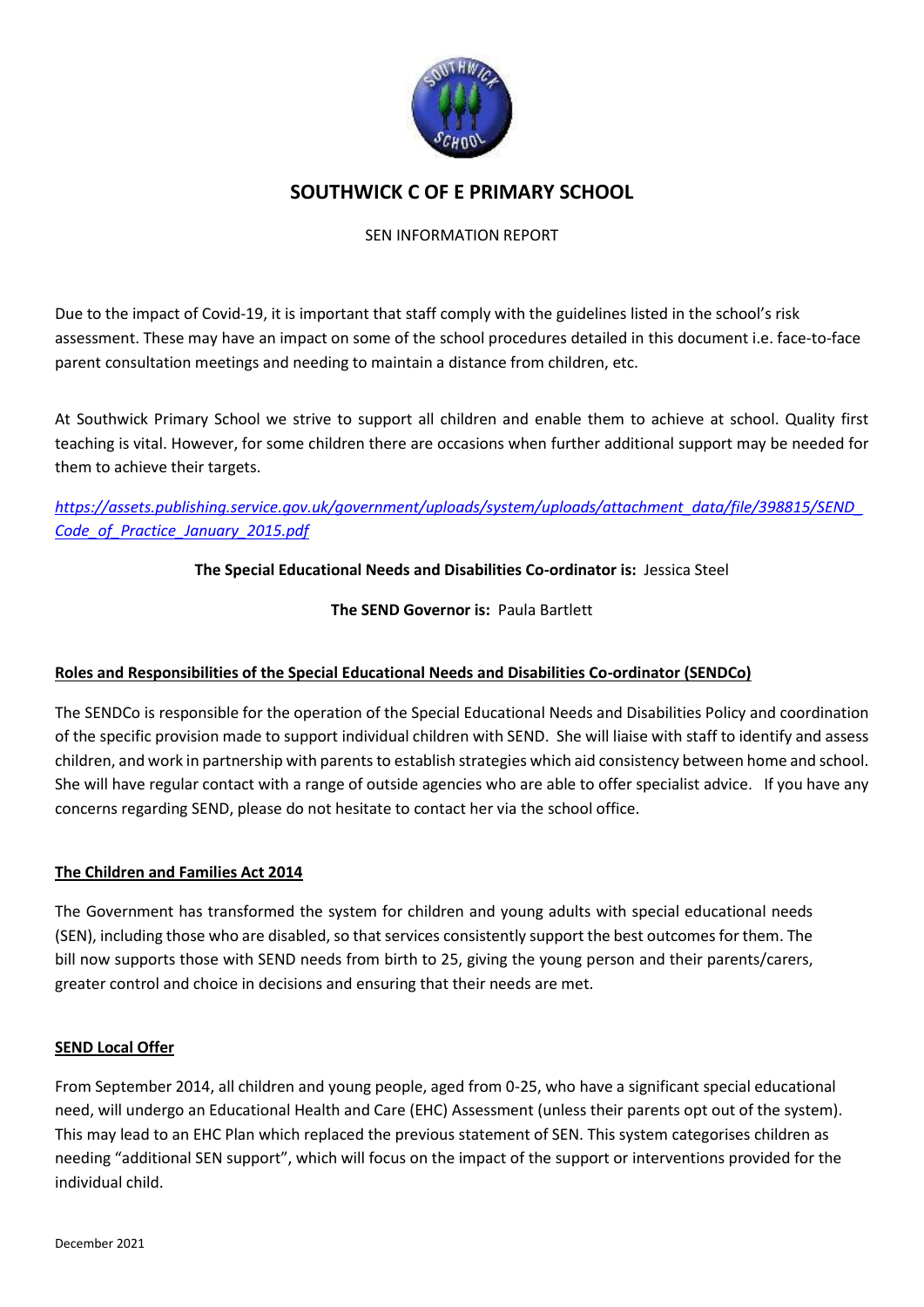# SOUTHWICK C OF E PRIMARY SCHOOL

SEN INFORMATION REPORT

Due to the impact of Covid-19, it is important that staff comply with the guidelines listed in the school's risk assessment. These may have an impact on some of the school procedures detailed in this document i.e. face-to-face parent consultation meetings and needing to maintain a distance from children, etc.

At Southwick Primary School we strive to support all children and enable them to achieve at school. Quality first teaching is vital. However, for some children there are occasions when further additional support may be needed for them to achieve their targets.

*https://assets.publishing.service.gov.uk/government/uploads/system/uploads/attachment_data/file/398815/SEND_Code_of_Practice_January_2015.pdf*

**The Special Educational Needs and Disabilities Co-ordinator is:** Jessica Steel

**The SEND Governor is:** Paula Bartlett

## Roles and Responsibilities of the Special Educational Needs and Disabilities Co-ordinator (SENDCo)

The SENDCo is responsible for the operation of the Special Educational Needs and Disabilities Policy and coordination of the specific provision made to support individual children with SEND. She will liaise with staff to identify and assess children, and work in partnership with parents to establish strategies which aid consistency between home and school. She will have regular contact with a range of outside agencies who are able to offer specialist advice. If you have any concerns regarding SEND, please do not hesitate to contact her via the school office.

## The Children and Families Act 2014

The Government has transformed the system for children and young adults with special educational needs (SEN), including those who are disabled, so that services consistently support the best outcomes for them. The bill now supports those with SEND needs from birth to 25, giving the young person and their parents/carers, greater control and choice in decisions and ensuring that their needs are met.

## SEND Local Offer

From September 2014, all children and young people, aged from 0-25, who have a significant special educational need, will undergo an Educational Health and Care (EHC) Assessment (unless their parents opt out of the system). This may lead to an EHC Plan which replaced the previous statement of SEN. This system categorises children as needing "additional SEN support", which will focus on the impact of the support or interventions provided for the individual child.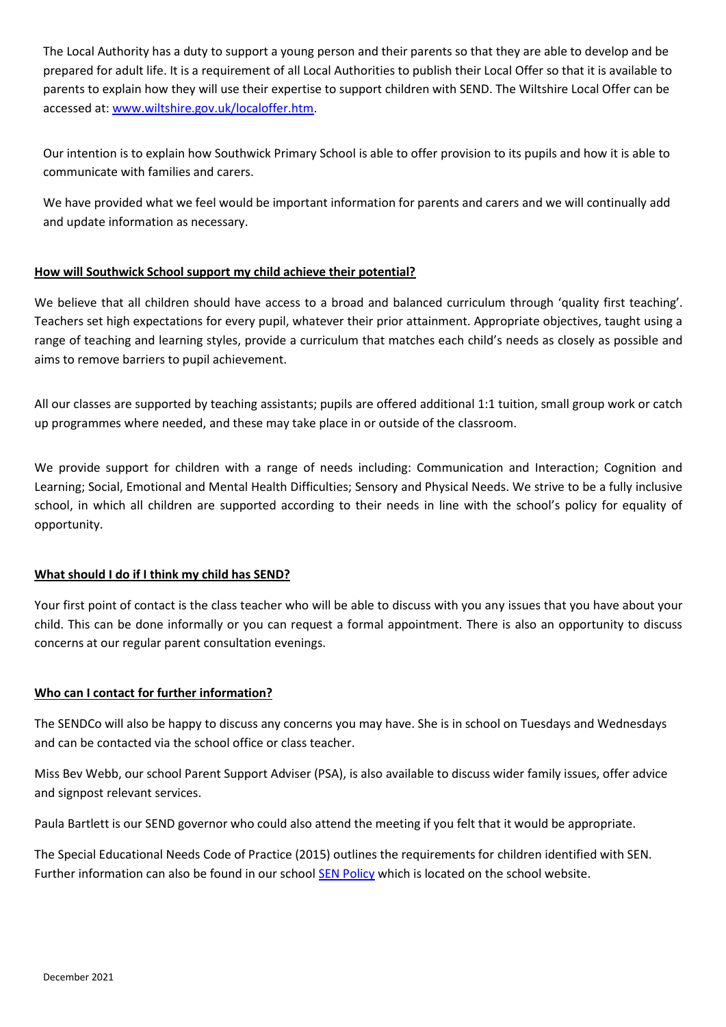The Local Authority has a duty to support a young person and their parents so that they are able to develop and be prepared for adult life. It is a requirement of all Local Authorities to publish their Local Offer so that it is available to parents to explain how they will use their expertise to support children with SEND. The Wiltshire Local Offer can be accessed at: [www.wiltshire.gov.uk/localoffer.htm](http://www.wiltshire.gov.uk/localoffer.htm).

Our intention is to explain how Southwick Primary School is able to offer provision to its pupils and how it is able to communicate with families and carers.

We have provided what we feel would be important information for parents and carers and we will continually add and update information as necessary.

**How will Southwick School support my child achieve their potential?**

We believe that all children should have access to a broad and balanced curriculum through 'quality first teaching'. Teachers set high expectations for every pupil, whatever their prior attainment. Appropriate objectives, taught using a range of teaching and learning styles, provide a curriculum that matches each child's needs as closely as possible and aims to remove barriers to pupil achievement.

All our classes are supported by teaching assistants; pupils are offered additional 1:1 tuition, small group work or catch up programmes where needed, and these may take place in or outside of the classroom.

We provide support for children with a range of needs including: Communication and Interaction; Cognition and Learning; Social, Emotional and Mental Health Difficulties; Sensory and Physical Needs. We strive to be a fully inclusive school, in which all children are supported according to their needs in line with the school's policy for equality of opportunity.

**What should I do if I think my child has SEND?**

Your first point of contact is the class teacher who will be able to discuss with you any issues that you have about your child. This can be done informally or you can request a formal appointment. There is also an opportunity to discuss concerns at our regular parent consultation evenings.

**Who can I contact for further information?**

The SENDCo will also be happy to discuss any concerns you may have. She is in school on Tuesdays and Wednesdays and can be contacted via the school office or class teacher.

Miss Bev Webb, our school Parent Support Adviser (PSA), is also available to discuss wider family issues, offer advice and signpost relevant services.

Paula Bartlett is our SEND governor who could also attend the meeting if you felt that it would be appropriate.

The Special Educational Needs Code of Practice (2015) outlines the requirements for children identified with SEN. Further information can also be found in our school SEN Policy which is located on the school website.

December 2021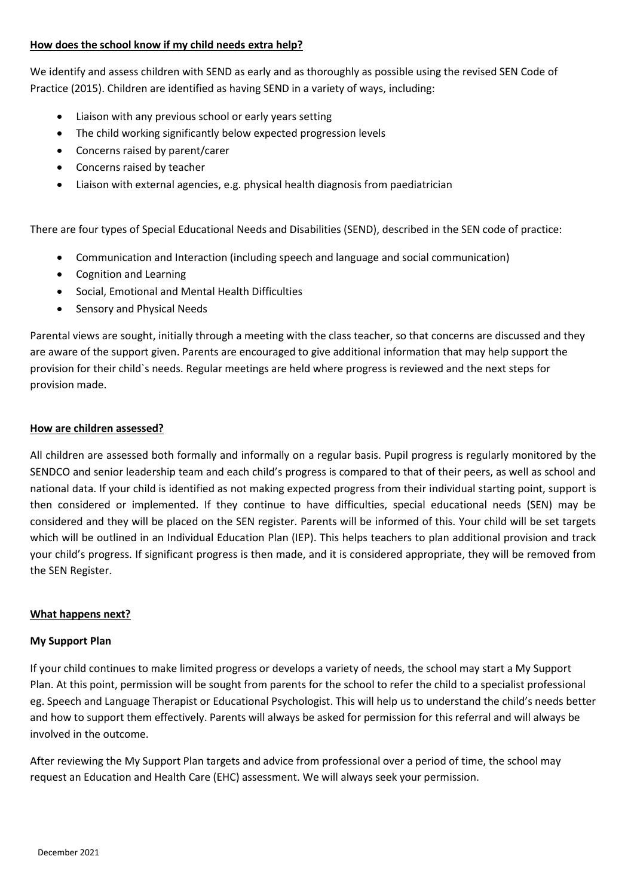## How does the school know if my child needs extra help?

We identify and assess children with SEND as early and as thoroughly as possible using the revised SEN Code of Practice (2015). Children are identified as having SEND in a variety of ways, including:

- Liaison with any previous school or early years setting
- The child working significantly below expected progression levels
- Concerns raised by parent/carer
- Concerns raised by teacher
- Liaison with external agencies, e.g. physical health diagnosis from paediatrician

There are four types of Special Educational Needs and Disabilities (SEND), described in the SEN code of practice:

- Communication and Interaction (including speech and language and social communication)
- Cognition and Learning
- Social, Emotional and Mental Health Difficulties
- Sensory and Physical Needs

Parental views are sought, initially through a meeting with the class teacher, so that concerns are discussed and they are aware of the support given. Parents are encouraged to give additional information that may help support the provision for their child`s needs. Regular meetings are held where progress is reviewed and the next steps for provision made.

## How are children assessed?

All children are assessed both formally and informally on a regular basis. Pupil progress is regularly monitored by the SENDCO and senior leadership team and each child's progress is compared to that of their peers, as well as school and national data. If your child is identified as not making expected progress from their individual starting point, support is then considered or implemented. If they continue to have difficulties, special educational needs (SEN) may be considered and they will be placed on the SEN register. Parents will be informed of this. Your child will be set targets which will be outlined in an Individual Education Plan (IEP). This helps teachers to plan additional provision and track your child's progress. If significant progress is then made, and it is considered appropriate, they will be removed from the SEN Register.

## What happens next?

### My Support Plan

If your child continues to make limited progress or develops a variety of needs, the school may start a My Support Plan. At this point, permission will be sought from parents for the school to refer the child to a specialist professional eg. Speech and Language Therapist or Educational Psychologist. This will help us to understand the child's needs better and how to support them effectively. Parents will always be asked for permission for this referral and will always be involved in the outcome.

After reviewing the My Support Plan targets and advice from professional over a period of time, the school may request an Education and Health Care (EHC) assessment. We will always seek your permission.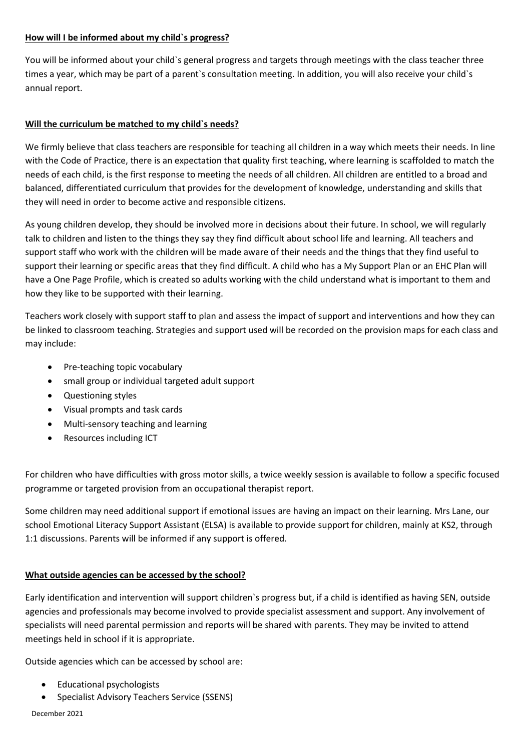**How will I be informed about my child`s progress?**

You will be informed about your child`s general progress and targets through meetings with the class teacher three times a year, which may be part of a parent`s consultation meeting. In addition, you will also receive your child`s annual report.

**Will the curriculum be matched to my child`s needs?**

We firmly believe that class teachers are responsible for teaching all children in a way which meets their needs. In line with the Code of Practice, there is an expectation that quality first teaching, where learning is scaffolded to match the needs of each child, is the first response to meeting the needs of all children. All children are entitled to a broad and balanced, differentiated curriculum that provides for the development of knowledge, understanding and skills that they will need in order to become active and responsible citizens.

As young children develop, they should be involved more in decisions about their future. In school, we will regularly talk to children and listen to the things they say they find difficult about school life and learning. All teachers and support staff who work with the children will be made aware of their needs and the things that they find useful to support their learning or specific areas that they find difficult. A child who has a My Support Plan or an EHC Plan will have a One Page Profile, which is created so adults working with the child understand what is important to them and how they like to be supported with their learning.

Teachers work closely with support staff to plan and assess the impact of support and interventions and how they can be linked to classroom teaching. Strategies and support used will be recorded on the provision maps for each class and may include:

- Pre-teaching topic vocabulary
- small group or individual targeted adult support
- Questioning styles
- Visual prompts and task cards
- Multi-sensory teaching and learning
- Resources including ICT

For children who have difficulties with gross motor skills, a twice weekly session is available to follow a specific focused programme or targeted provision from an occupational therapist report.

Some children may need additional support if emotional issues are having an impact on their learning. Mrs Lane, our school Emotional Literacy Support Assistant (ELSA) is available to provide support for children, mainly at KS2, through 1:1 discussions. Parents will be informed if any support is offered.

**What outside agencies can be accessed by the school?**

Early identification and intervention will support children`s progress but, if a child is identified as having SEN, outside agencies and professionals may become involved to provide specialist assessment and support. Any involvement of specialists will need parental permission and reports will be shared with parents. They may be invited to attend meetings held in school if it is appropriate.

Outside agencies which can be accessed by school are:

- Educational psychologists
- Specialist Advisory Teachers Service (SSENS)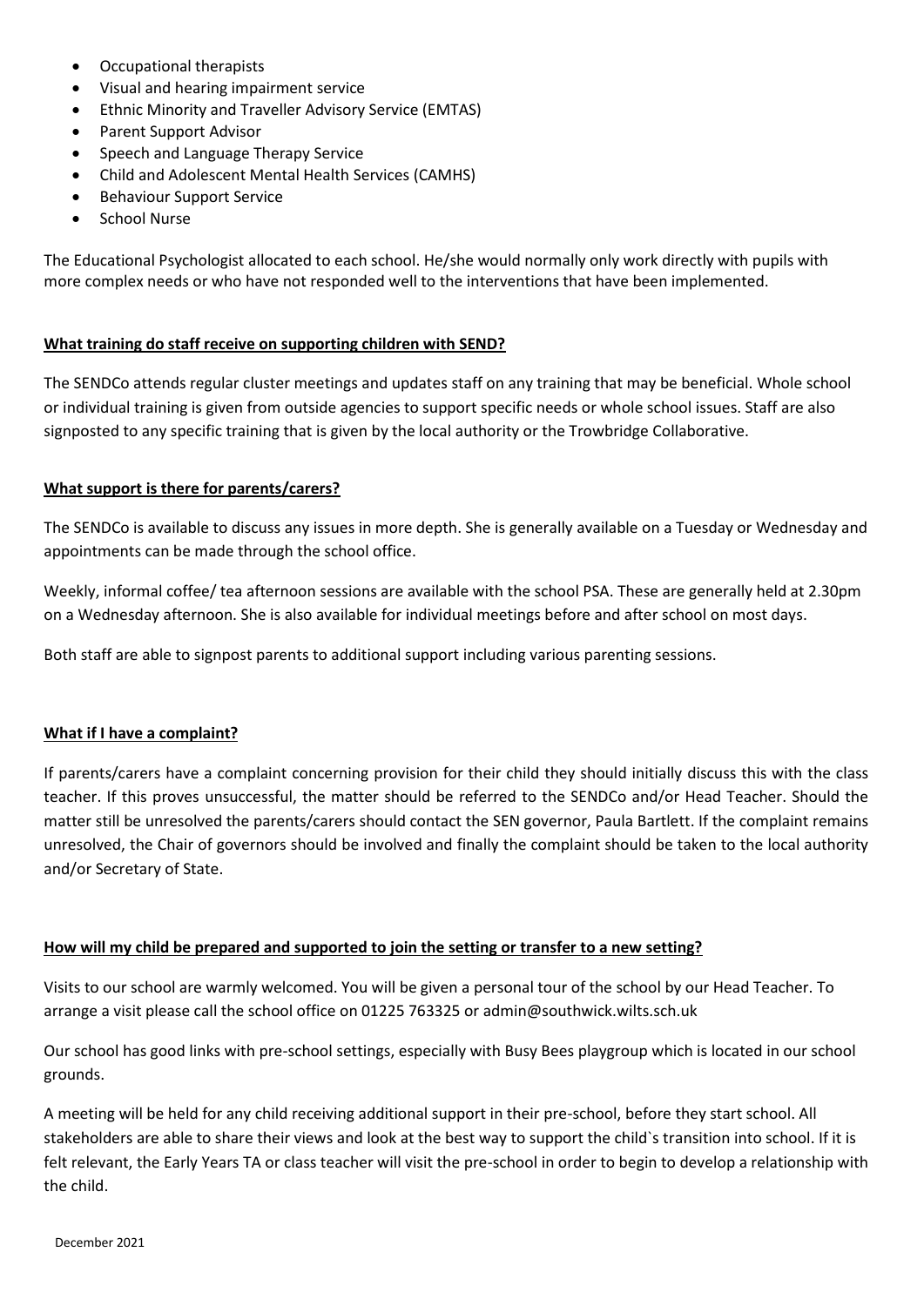- Occupational therapists
- Visual and hearing impairment service
- Ethnic Minority and Traveller Advisory Service (EMTAS)
- Parent Support Advisor
- Speech and Language Therapy Service
- Child and Adolescent Mental Health Services (CAMHS)
- Behaviour Support Service
- School Nurse

The Educational Psychologist allocated to each school. He/she would normally only work directly with pupils with more complex needs or who have not responded well to the interventions that have been implemented.

**What training do staff receive on supporting children with SEND?**

The SENDCo attends regular cluster meetings and updates staff on any training that may be beneficial. Whole school or individual training is given from outside agencies to support specific needs or whole school issues. Staff are also signposted to any specific training that is given by the local authority or the Trowbridge Collaborative.

**What support is there for parents/carers?**

The SENDCo is available to discuss any issues in more depth. She is generally available on a Tuesday or Wednesday and appointments can be made through the school office.

Weekly, informal coffee/ tea afternoon sessions are available with the school PSA. These are generally held at 2.30pm on a Wednesday afternoon. She is also available for individual meetings before and after school on most days.

Both staff are able to signpost parents to additional support including various parenting sessions.

**What if I have a complaint?**

If parents/carers have a complaint concerning provision for their child they should initially discuss this with the class teacher. If this proves unsuccessful, the matter should be referred to the SENDCo and/or Head Teacher. Should the matter still be unresolved the parents/carers should contact the SEN governor, Paula Bartlett. If the complaint remains unresolved, the Chair of governors should be involved and finally the complaint should be taken to the local authority and/or Secretary of State.

**How will my child be prepared and supported to join the setting or transfer to a new setting?**

Visits to our school are warmly welcomed. You will be given a personal tour of the school by our Head Teacher. To arrange a visit please call the school office on 01225 763325 or admin@southwick.wilts.sch.uk

Our school has good links with pre-school settings, especially with Busy Bees playgroup which is located in our school grounds.

A meeting will be held for any child receiving additional support in their pre-school, before they start school. All stakeholders are able to share their views and look at the best way to support the child`s transition into school. If it is felt relevant, the Early Years TA or class teacher will visit the pre-school in order to begin to develop a relationship with the child.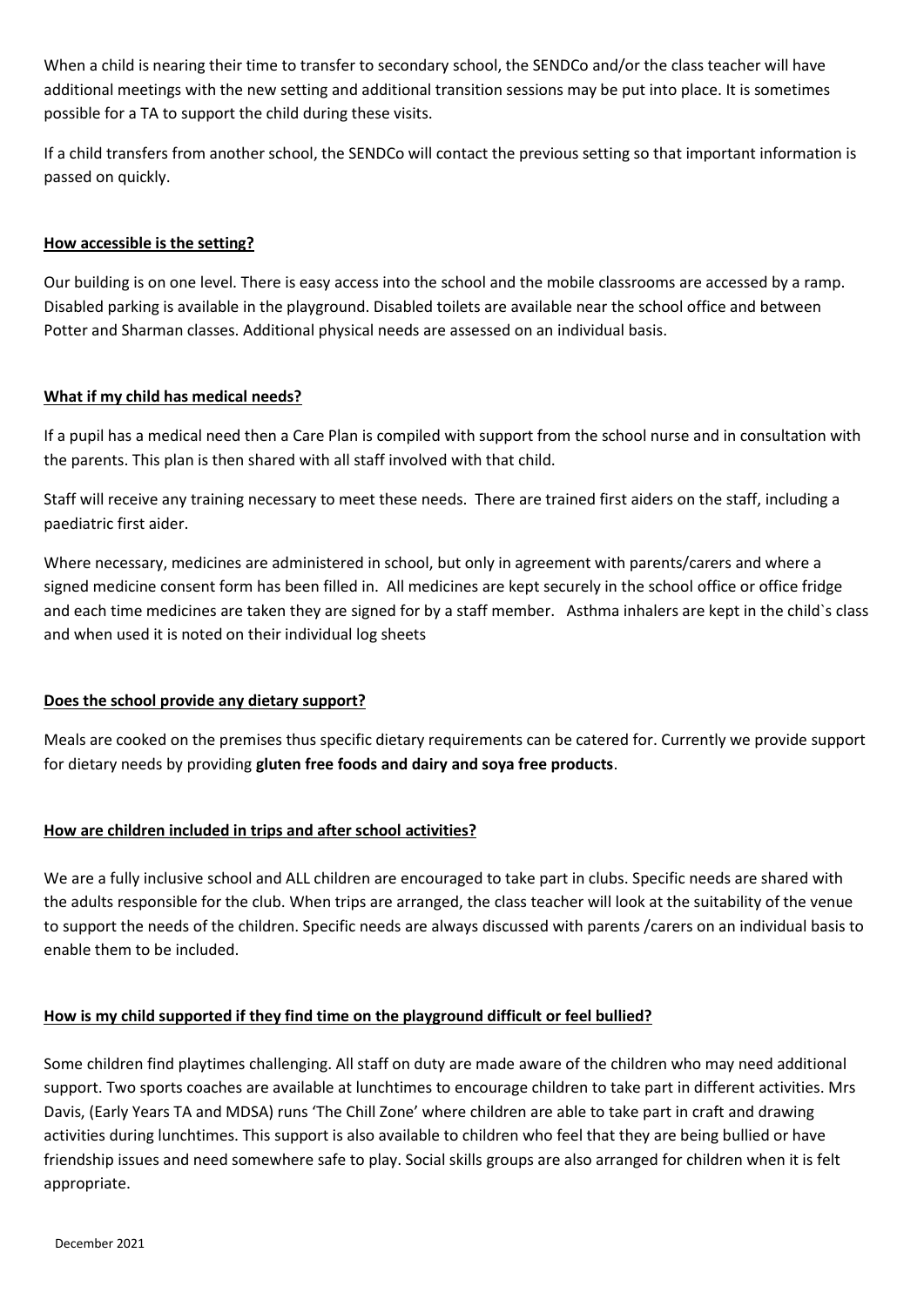When a child is nearing their time to transfer to secondary school, the SENDCo and/or the class teacher will have additional meetings with the new setting and additional transition sessions may be put into place. It is sometimes possible for a TA to support the child during these visits.

If a child transfers from another school, the SENDCo will contact the previous setting so that important information is passed on quickly.

### How accessible is the setting?

Our building is on one level. There is easy access into the school and the mobile classrooms are accessed by a ramp. Disabled parking is available in the playground. Disabled toilets are available near the school office and between Potter and Sharman classes. Additional physical needs are assessed on an individual basis.

### What if my child has medical needs?

If a pupil has a medical need then a Care Plan is compiled with support from the school nurse and in consultation with the parents. This plan is then shared with all staff involved with that child.

Staff will receive any training necessary to meet these needs. There are trained first aiders on the staff, including a paediatric first aider.

Where necessary, medicines are administered in school, but only in agreement with parents/carers and where a signed medicine consent form has been filled in. All medicines are kept securely in the school office or office fridge and each time medicines are taken they are signed for by a staff member. Asthma inhalers are kept in the child`s class and when used it is noted on their individual log sheets

### Does the school provide any dietary support?

Meals are cooked on the premises thus specific dietary requirements can be catered for. Currently we provide support for dietary needs by providing **gluten free foods and dairy and soya free products**.

### How are children included in trips and after school activities?

We are a fully inclusive school and ALL children are encouraged to take part in clubs. Specific needs are shared with the adults responsible for the club. When trips are arranged, the class teacher will look at the suitability of the venue to support the needs of the children. Specific needs are always discussed with parents /carers on an individual basis to enable them to be included.

### How is my child supported if they find time on the playground difficult or feel bullied?

Some children find playtimes challenging. All staff on duty are made aware of the children who may need additional support. Two sports coaches are available at lunchtimes to encourage children to take part in different activities. Mrs Davis, (Early Years TA and MDSA) runs 'The Chill Zone' where children are able to take part in craft and drawing activities during lunchtimes. This support is also available to children who feel that they are being bullied or have friendship issues and need somewhere safe to play. Social skills groups are also arranged for children when it is felt appropriate.

December 2021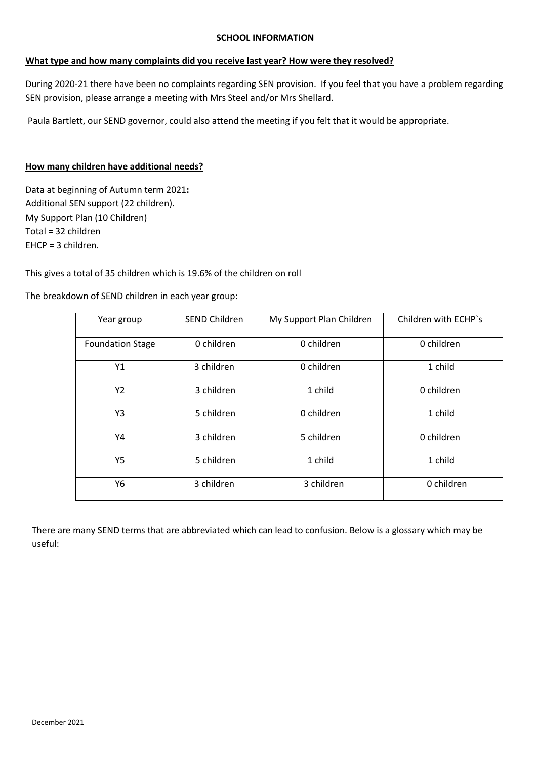**SCHOOL INFORMATION**

**What type and how many complaints did you receive last year? How were they resolved?**

During 2020-21 there have been no complaints regarding SEN provision. If you feel that you have a problem regarding SEN provision, please arrange a meeting with Mrs Steel and/or Mrs Shellard.

Paula Bartlett, our SEND governor, could also attend the meeting if you felt that it would be appropriate.

**How many children have additional needs?**

Data at beginning of Autumn term 2021**:**
Additional SEN support (22 children).
My Support Plan (10 Children)
Total = 32 children
EHCP = 3 children.

This gives a total of 35 children which is 19.6% of the children on roll

The breakdown of SEND children in each year group:

| Year group | SEND Children | My Support Plan Children | Children with ECHP`s |
|---|---|---|---|
| Foundation Stage | 0 children | 0 children | 0 children |
| Y1 | 3 children | 0 children | 1 child |
| Y2 | 3 children | 1 child | 0 children |
| Y3 | 5 children | 0 children | 1 child |
| Y4 | 3 children | 5 children | 0 children |
| Y5 | 5 children | 1 child | 1 child |
| Y6 | 3 children | 3 children | 0 children |

There are many SEND terms that are abbreviated which can lead to confusion. Below is a glossary which may be useful: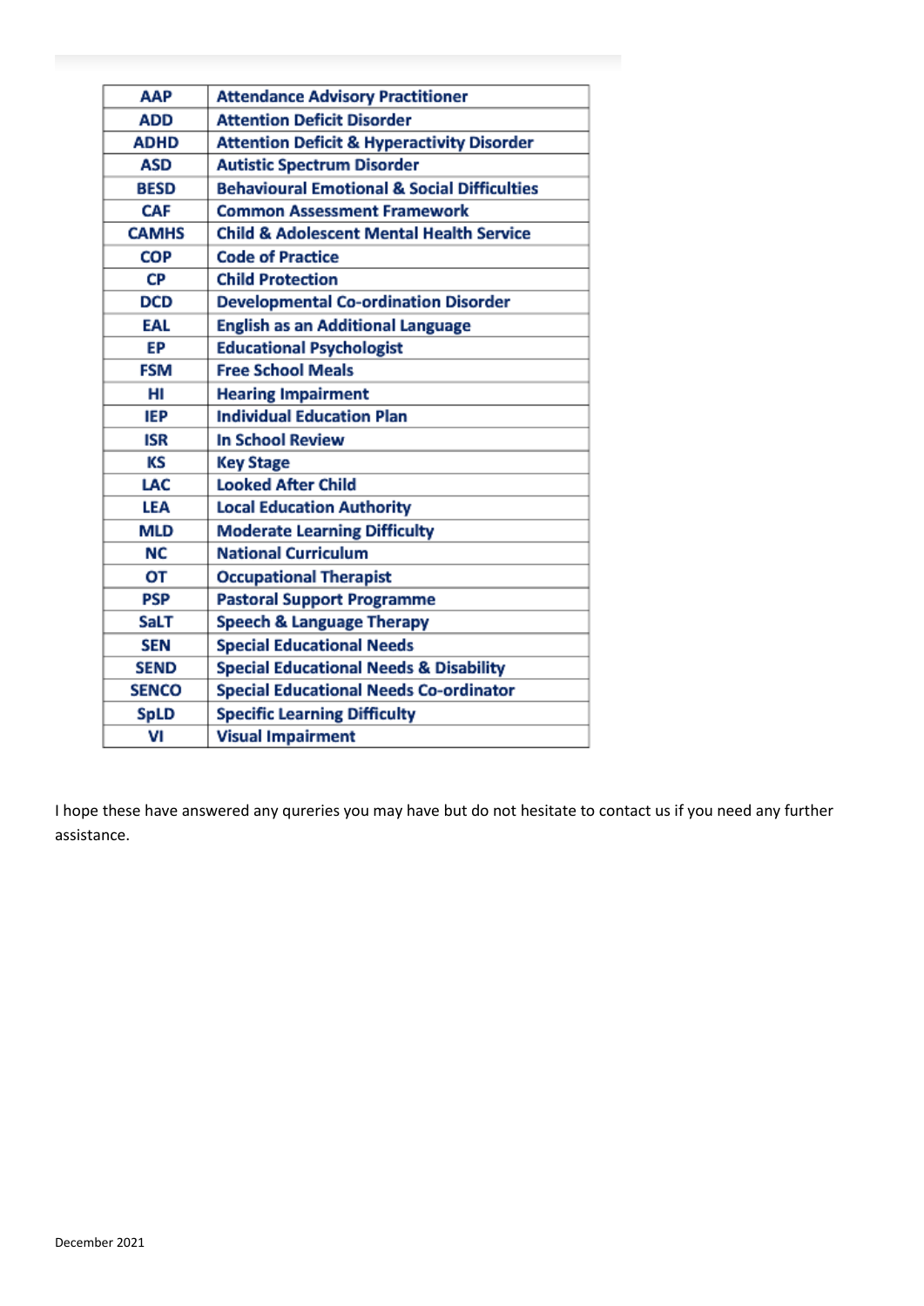| | |
|---|---|
| AAP | Attendance Advisory Practitioner |
| ADD | Attention Deficit Disorder |
| ADHD | Attention Deficit & Hyperactivity Disorder |
| ASD | Autistic Spectrum Disorder |
| BESD | Behavioural Emotional & Social Difficulties |
| CAF | Common Assessment Framework |
| CAMHS | Child & Adolescent Mental Health Service |
| COP | Code of Practice |
| CP | Child Protection |
| DCD | Developmental Co-ordination Disorder |
| EAL | English as an Additional Language |
| EP | Educational Psychologist |
| FSM | Free School Meals |
| HI | Hearing Impairment |
| IEP | Individual Education Plan |
| ISR | In School Review |
| KS | Key Stage |
| LAC | Looked After Child |
| LEA | Local Education Authority |
| MLD | Moderate Learning Difficulty |
| NC | National Curriculum |
| OT | Occupational Therapist |
| PSP | Pastoral Support Programme |
| SaLT | Speech & Language Therapy |
| SEN | Special Educational Needs |
| SEND | Special Educational Needs & Disability |
| SENCO | Special Educational Needs Co-ordinator |
| SpLD | Specific Learning Difficulty |
| VI | Visual Impairment |

I hope these have answered any qureries you may have but do not hesitate to contact us if you need any further assistance.

December 2021